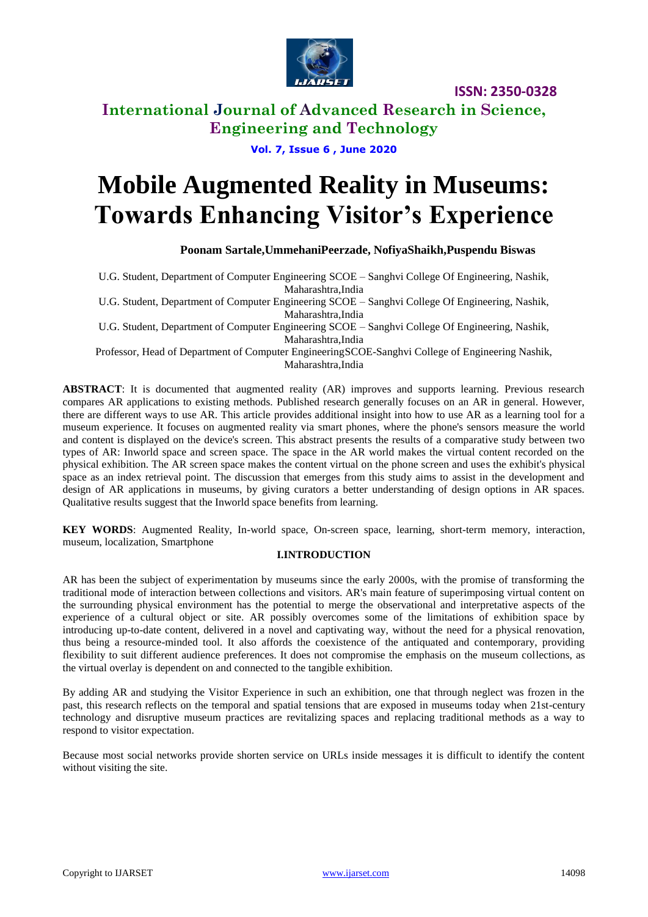# Mobile Augmented Reality in Museums: Towards Enhancing Visitor's Experience

**Poonam Sartale,UmmehaniPeerzade, NofiyaShaikh,Puspendu Biswas**

U.G. Student, Department of Computer Engineering SCOE – Sanghvi College Of Engineering, Nashik, Maharashtra,India

U.G. Student, Department of Computer Engineering SCOE – Sanghvi College Of Engineering, Nashik, Maharashtra,India

U.G. Student, Department of Computer Engineering SCOE – Sanghvi College Of Engineering, Nashik, Maharashtra,India

Professor, Head of Department of Computer EngineeringSCOE-Sanghvi College of Engineering Nashik, Maharashtra,India

**ABSTRACT**: It is documented that augmented reality (AR) improves and supports learning. Previous research compares AR applications to existing methods. Published research generally focuses on an AR in general. However, there are different ways to use AR. This article provides additional insight into how to use AR as a learning tool for a museum experience. It focuses on augmented reality via smart phones, where the phone's sensors measure the world and content is displayed on the device's screen. This abstract presents the results of a comparative study between two types of AR: Inworld space and screen space. The space in the AR world makes the virtual content recorded on the physical exhibition. The AR screen space makes the content virtual on the phone screen and uses the exhibit's physical space as an index retrieval point. The discussion that emerges from this study aims to assist in the development and design of AR applications in museums, by giving curators a better understanding of design options in AR spaces. Qualitative results suggest that the Inworld space benefits from learning.

**KEY WORDS**: Augmented Reality, In-world space, On-screen space, learning, short-term memory, interaction, museum, localization, Smartphone

## I.INTRODUCTION

AR has been the subject of experimentation by museums since the early 2000s, with the promise of transforming the traditional mode of interaction between collections and visitors. AR's main feature of superimposing virtual content on the surrounding physical environment has the potential to merge the observational and interpretative aspects of the experience of a cultural object or site. AR possibly overcomes some of the limitations of exhibition space by introducing up-to-date content, delivered in a novel and captivating way, without the need for a physical renovation, thus being a resource-minded tool. It also affords the coexistence of the antiquated and contemporary, providing flexibility to suit different audience preferences. It does not compromise the emphasis on the museum collections, as the virtual overlay is dependent on and connected to the tangible exhibition.

By adding AR and studying the Visitor Experience in such an exhibition, one that through neglect was frozen in the past, this research reflects on the temporal and spatial tensions that are exposed in museums today when 21st-century technology and disruptive museum practices are revitalizing spaces and replacing traditional methods as a way to respond to visitor expectation.

Because most social networks provide shorten service on URLs inside messages it is difficult to identify the content without visiting the site.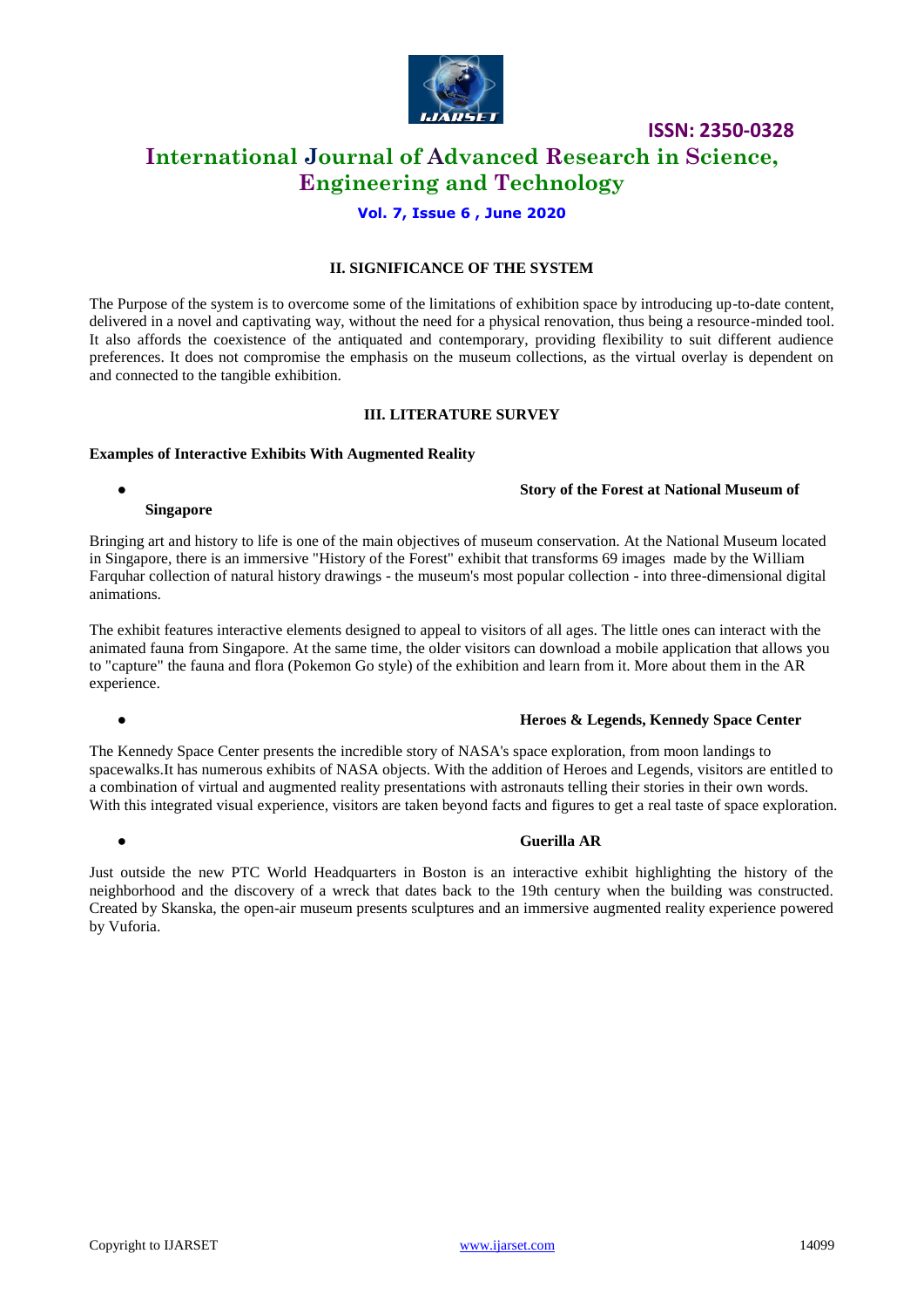## II. SIGNIFICANCE OF THE SYSTEM

The Purpose of the system is to overcome some of the limitations of exhibition space by introducing up-to-date content, delivered in a novel and captivating way, without the need for a physical renovation, thus being a resource-minded tool. It also affords the coexistence of the antiquated and contemporary, providing flexibility to suit different audience preferences. It does not compromise the emphasis on the museum collections, as the virtual overlay is dependent on and connected to the tangible exhibition.

## III. LITERATURE SURVEY

**Examples of Interactive Exhibits With Augmented Reality**

- **Story of the Forest at National Museum of Singapore**

Bringing art and history to life is one of the main objectives of museum conservation. At the National Museum located in Singapore, there is an immersive "History of the Forest" exhibit that transforms 69 images made by the William Farquhar collection of natural history drawings - the museum's most popular collection - into three-dimensional digital animations.

The exhibit features interactive elements designed to appeal to visitors of all ages. The little ones can interact with the animated fauna from Singapore. At the same time, the older visitors can download a mobile application that allows you to "capture" the fauna and flora (Pokemon Go style) of the exhibition and learn from it. More about them in the AR experience.

- **Heroes & Legends, Kennedy Space Center**

The Kennedy Space Center presents the incredible story of NASA's space exploration, from moon landings to spacewalks.It has numerous exhibits of NASA objects. With the addition of Heroes and Legends, visitors are entitled to a combination of virtual and augmented reality presentations with astronauts telling their stories in their own words. With this integrated visual experience, visitors are taken beyond facts and figures to get a real taste of space exploration.

- **Guerilla AR**

Just outside the new PTC World Headquarters in Boston is an interactive exhibit highlighting the history of the neighborhood and the discovery of a wreck that dates back to the 19th century when the building was constructed. Created by Skanska, the open-air museum presents sculptures and an immersive augmented reality experience powered by Vuforia.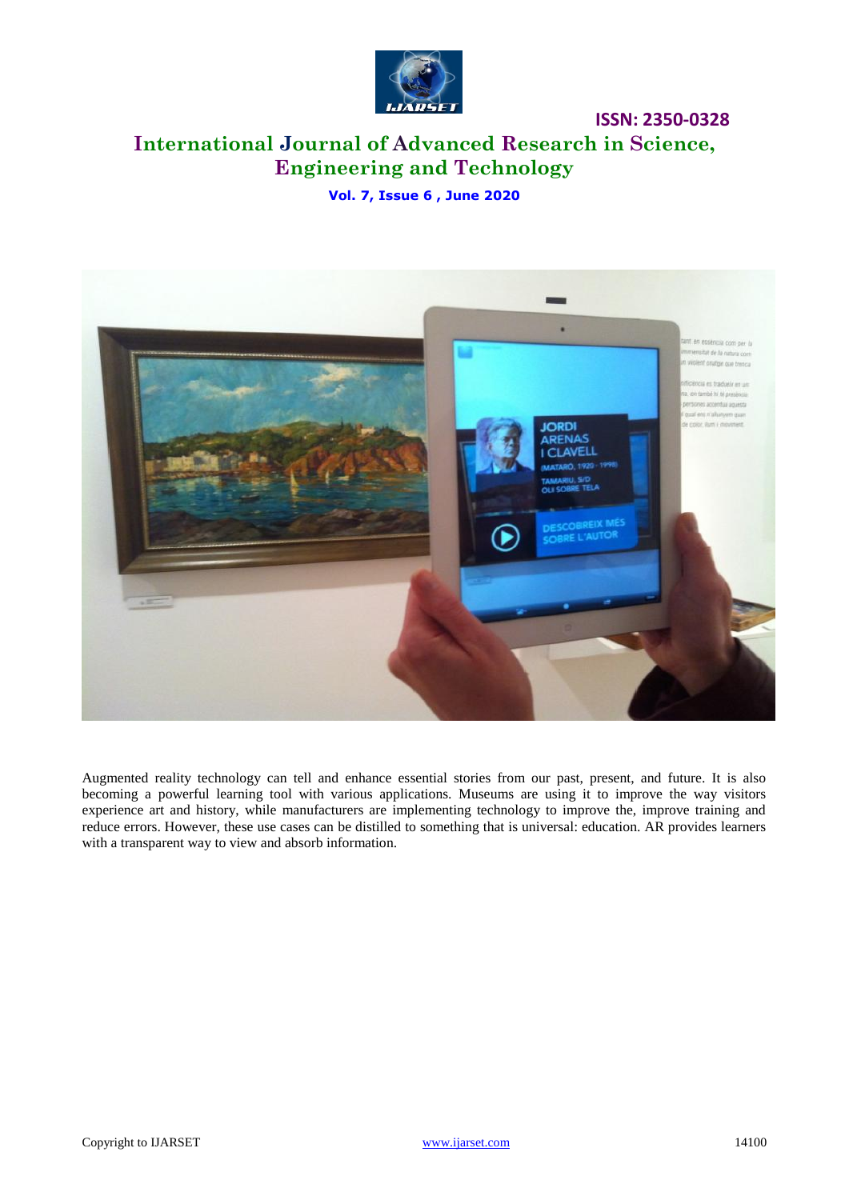Augmented reality technology can tell and enhance essential stories from our past, present, and future. It is also becoming a powerful learning tool with various applications. Museums are using it to improve the way visitors experience art and history, while manufacturers are implementing technology to improve the, improve training and reduce errors. However, these use cases can be distilled to something that is universal: education. AR provides learners with a transparent way to view and absorb information.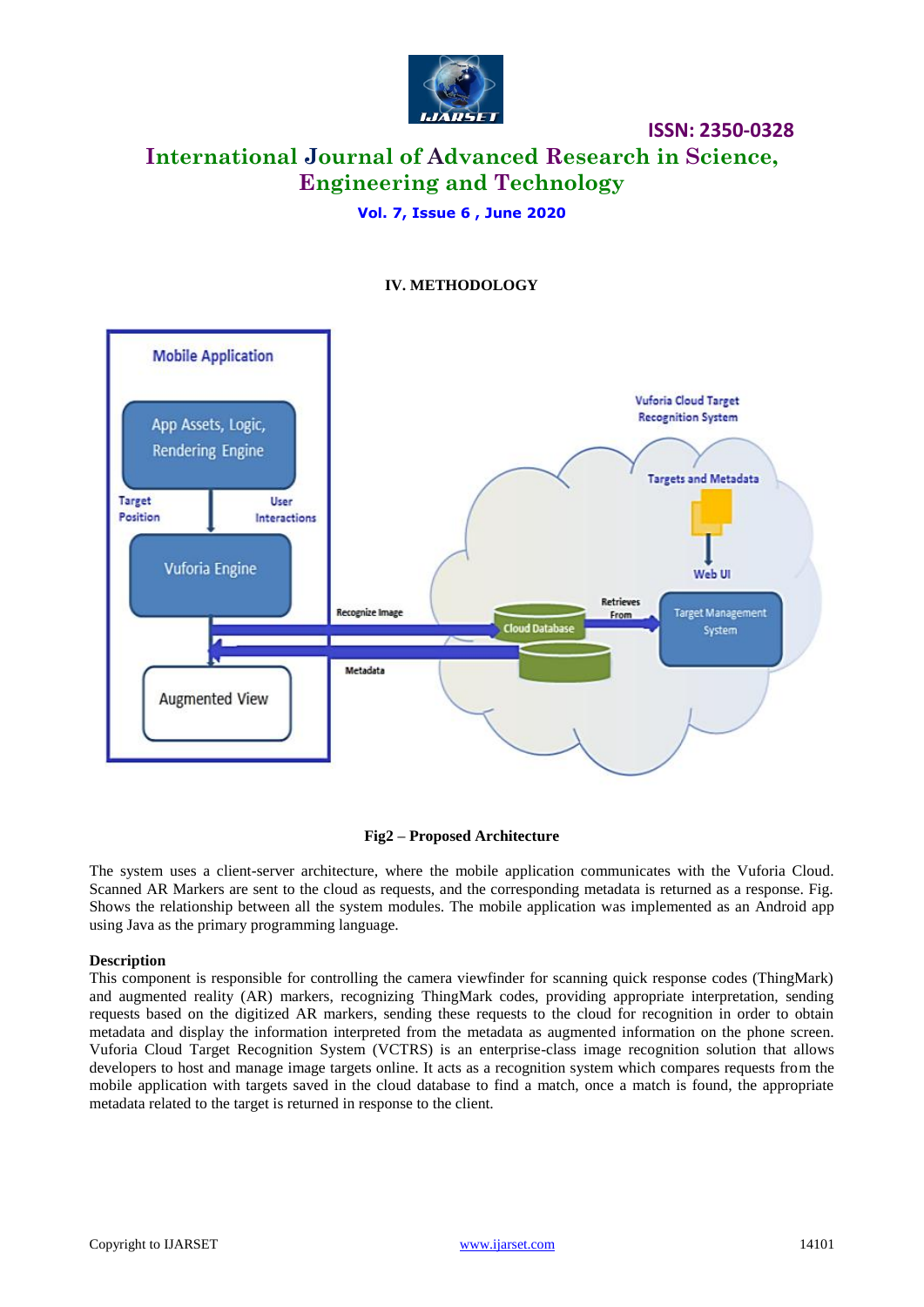## IV. METHODOLOGY

**Fig2 – Proposed Architecture**

The system uses a client-server architecture, where the mobile application communicates with the Vuforia Cloud. Scanned AR Markers are sent to the cloud as requests, and the corresponding metadata is returned as a response. Fig. Shows the relationship between all the system modules. The mobile application was implemented as an Android app using Java as the primary programming language.

**Description**

This component is responsible for controlling the camera viewfinder for scanning quick response codes (ThingMark) and augmented reality (AR) markers, recognizing ThingMark codes, providing appropriate interpretation, sending requests based on the digitized AR markers, sending these requests to the cloud for recognition in order to obtain metadata and display the information interpreted from the metadata as augmented information on the phone screen. Vuforia Cloud Target Recognition System (VCTRS) is an enterprise-class image recognition solution that allows developers to host and manage image targets online. It acts as a recognition system which compares requests from the mobile application with targets saved in the cloud database to find a match, once a match is found, the appropriate metadata related to the target is returned in response to the client.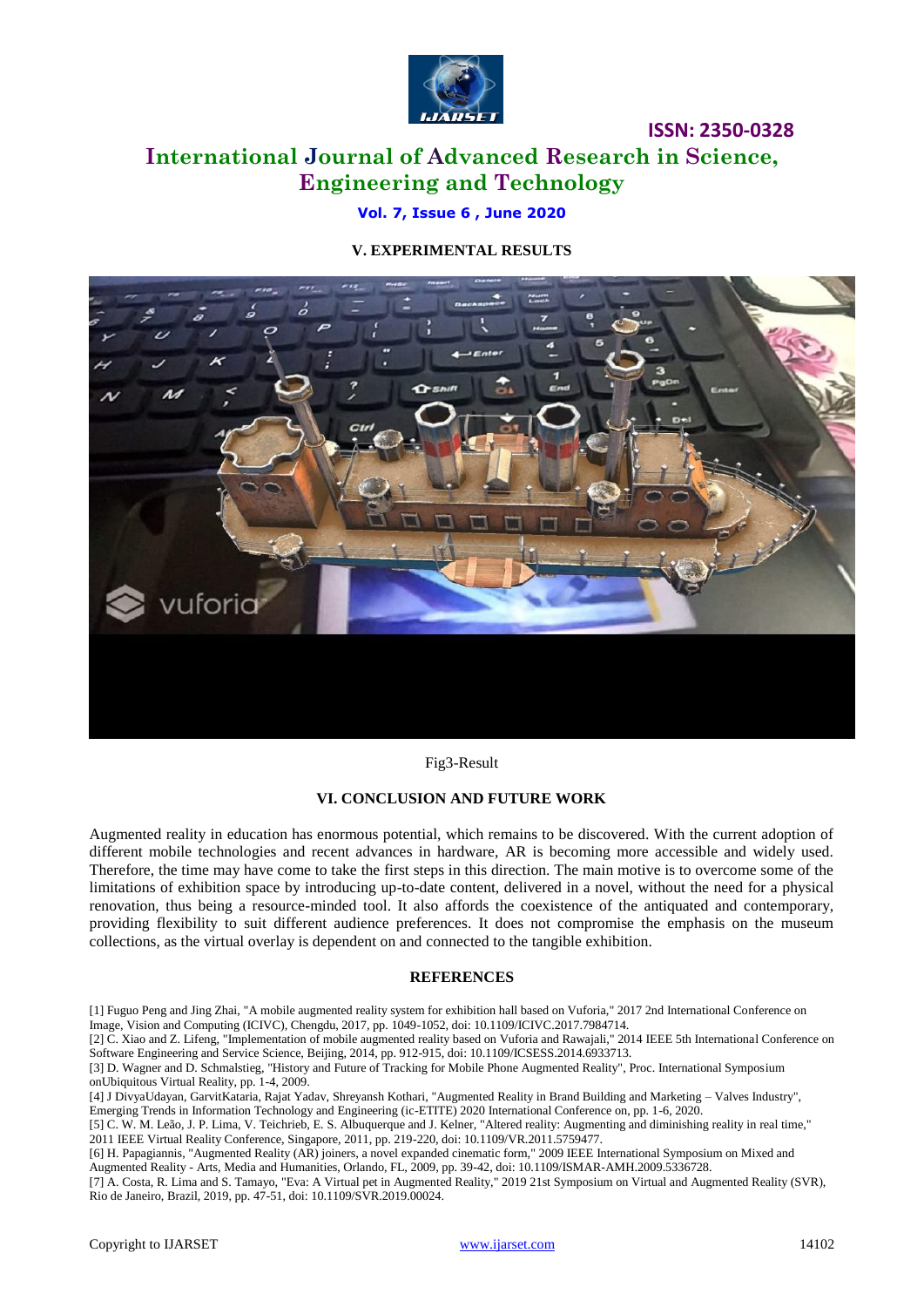## V. EXPERIMENTAL RESULTS

Fig3-Result

## VI. CONCLUSION AND FUTURE WORK

Augmented reality in education has enormous potential, which remains to be discovered. With the current adoption of different mobile technologies and recent advances in hardware, AR is becoming more accessible and widely used. Therefore, the time may have come to take the first steps in this direction. The main motive is to overcome some of the limitations of exhibition space by introducing up-to-date content, delivered in a novel, without the need for a physical renovation, thus being a resource-minded tool. It also affords the coexistence of the antiquated and contemporary, providing flexibility to suit different audience preferences. It does not compromise the emphasis on the museum collections, as the virtual overlay is dependent on and connected to the tangible exhibition.

## REFERENCES

[1] Fuguo Peng and Jing Zhai, "A mobile augmented reality system for exhibition hall based on Vuforia," 2017 2nd International Conference on Image, Vision and Computing (ICIVC), Chengdu, 2017, pp. 1049-1052, doi: 10.1109/ICIVC.2017.7984714.

[2] C. Xiao and Z. Lifeng, "Implementation of mobile augmented reality based on Vuforia and Rawajali," 2014 IEEE 5th International Conference on Software Engineering and Service Science, Beijing, 2014, pp. 912-915, doi: 10.1109/ICSESS.2014.6933713.

[3] D. Wagner and D. Schmalstieg, "History and Future of Tracking for Mobile Phone Augmented Reality", Proc. International Symposium onUbiquitous Virtual Reality, pp. 1-4, 2009.

[4] J DivyaUdayan, GarvitKataria, Rajat Yadav, Shreyansh Kothari, "Augmented Reality in Brand Building and Marketing – Valves Industry", Emerging Trends in Information Technology and Engineering (ic-ETITE) 2020 International Conference on, pp. 1-6, 2020.

[5] C. W. M. Leão, J. P. Lima, V. Teichrieb, E. S. Albuquerque and J. Kelner, "Altered reality: Augmenting and diminishing reality in real time," 2011 IEEE Virtual Reality Conference, Singapore, 2011, pp. 219-220, doi: 10.1109/VR.2011.5759477.

[6] H. Papagiannis, "Augmented Reality (AR) joiners, a novel expanded cinematic form," 2009 IEEE International Symposium on Mixed and Augmented Reality - Arts, Media and Humanities, Orlando, FL, 2009, pp. 39-42, doi: 10.1109/ISMAR-AMH.2009.5336728.

[7] A. Costa, R. Lima and S. Tamayo, "Eva: A Virtual pet in Augmented Reality," 2019 21st Symposium on Virtual and Augmented Reality (SVR), Rio de Janeiro, Brazil, 2019, pp. 47-51, doi: 10.1109/SVR.2019.00024.